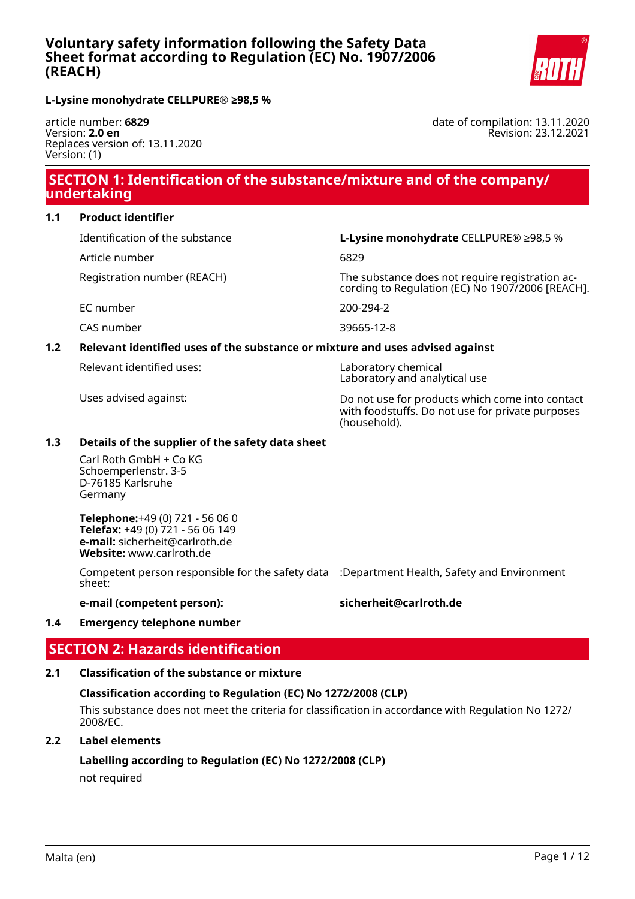# Voluntary safety information following the Safety Data Sheet format according to Regulation (EC) No. 1907/2006 (REACH)

**L-Lysine monohydrate CELLPURE® ≥98,5 %**

article number: **6829**
Version: **2.0 en**
Replaces version of: 13.11.2020
Version: (1)

date of compilation: 13.11.2020
Revision: 23.12.2021

## SECTION 1: Identification of the substance/mixture and of the company/ undertaking

### 1.1 Product identifier

| | |
|---|---|
| Identification of the substance | **L-Lysine monohydrate** CELLPURE® ≥98,5 % |
| Article number | 6829 |
| Registration number (REACH) | The substance does not require registration according to Regulation (EC) No 1907/2006 [REACH]. |
| EC number | 200-294-2 |
| CAS number | 39665-12-8 |

### 1.2 Relevant identified uses of the substance or mixture and uses advised against

| | |
|---|---|
| Relevant identified uses: | Laboratory chemical<br>Laboratory and analytical use |
| Uses advised against: | Do not use for products which come into contact with foodstuffs. Do not use for private purposes (household). |

### 1.3 Details of the supplier of the safety data sheet

Carl Roth GmbH + Co KG
Schoemperlenstr. 3-5
D-76185 Karlsruhe
Germany

**Telephone:**+49 (0) 721 - 56 06 0
**Telefax:** +49 (0) 721 - 56 06 149
**e-mail:** sicherheit@carlroth.de
**Website:** www.carlroth.de

| | |
|---|---|
| Competent person responsible for the safety data sheet: | :Department Health, Safety and Environment |
| **e-mail (competent person):** | **sicherheit@carlroth.de** |

### 1.4 Emergency telephone number

## SECTION 2: Hazards identification

### 2.1 Classification of the substance or mixture

**Classification according to Regulation (EC) No 1272/2008 (CLP)**

This substance does not meet the criteria for classification in accordance with Regulation No 1272/ 2008/EC.

### 2.2 Label elements

**Labelling according to Regulation (EC) No 1272/2008 (CLP)**

not required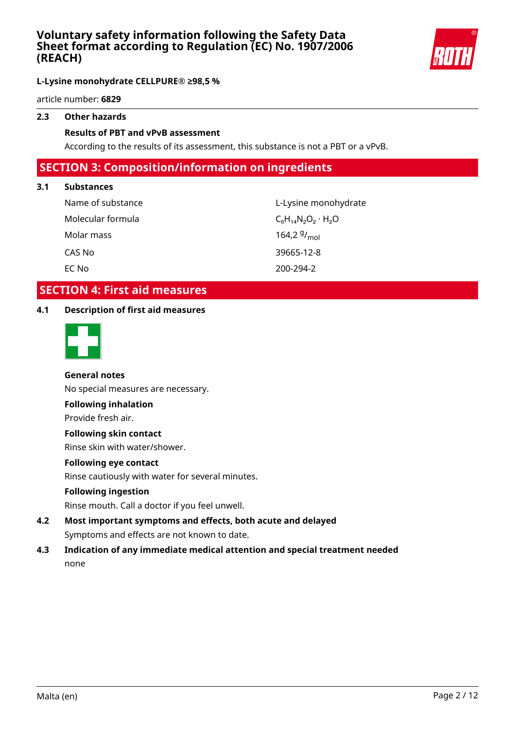**L-Lysine monohydrate CELLPURE® ≥98,5 %**

article number: **6829**

### 2.3 Other hazards

**Results of PBT and vPvB assessment**

According to the results of its assessment, this substance is not a PBT or a vPvB.

## SECTION 3: Composition/information on ingredients

### 3.1 Substances

| | |
|---|---|
| Name of substance | L-Lysine monohydrate |
| Molecular formula | $C_6H_{14}N_2O_2 \cdot H_2O$ |
| Molar mass | 164,2 $^{g}/_{mol}$ |
| CAS No | 39665-12-8 |
| EC No | 200-294-2 |

## SECTION 4: First aid measures

### 4.1 Description of first aid measures

**General notes**

No special measures are necessary.

**Following inhalation**

Provide fresh air.

**Following skin contact**

Rinse skin with water/shower.

**Following eye contact**

Rinse cautiously with water for several minutes.

**Following ingestion**

Rinse mouth. Call a doctor if you feel unwell.

### 4.2 Most important symptoms and effects, both acute and delayed

Symptoms and effects are not known to date.

### 4.3 Indication of any immediate medical attention and special treatment needed

none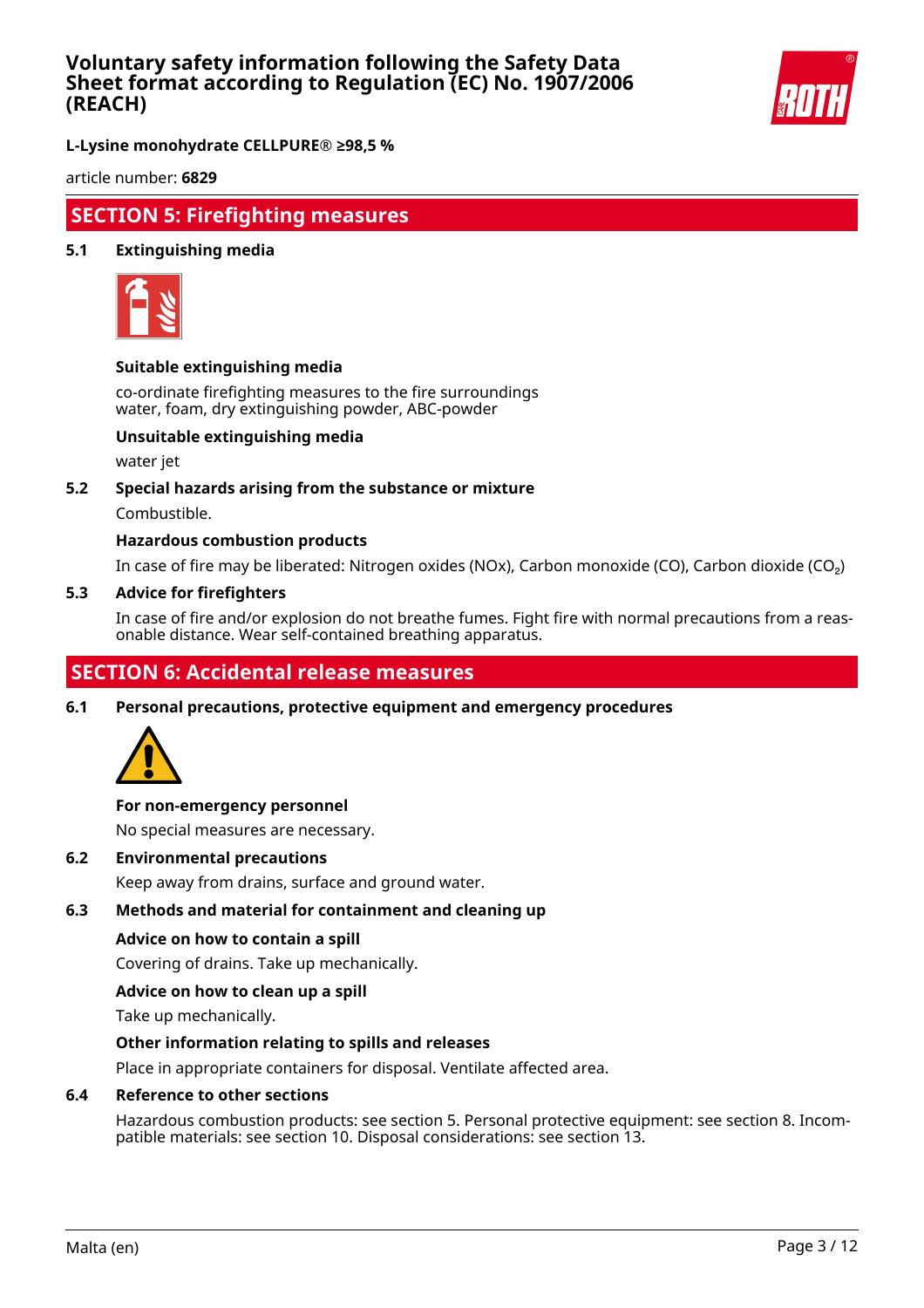## SECTION 5: Firefighting measures

### 5.1 Extinguishing media

**Suitable extinguishing media**

co-ordinate firefighting measures to the fire surroundings
water, foam, dry extinguishing powder, ABC-powder

**Unsuitable extinguishing media**

water jet

### 5.2 Special hazards arising from the substance or mixture

Combustible.

**Hazardous combustion products**

In case of fire may be liberated: Nitrogen oxides (NOx), Carbon monoxide (CO), Carbon dioxide ($CO_2$)

### 5.3 Advice for firefighters

In case of fire and/or explosion do not breathe fumes. Fight fire with normal precautions from a reasonable distance. Wear self-contained breathing apparatus.

## SECTION 6: Accidental release measures

### 6.1 Personal precautions, protective equipment and emergency procedures

**For non-emergency personnel**

No special measures are necessary.

### 6.2 Environmental precautions

Keep away from drains, surface and ground water.

### 6.3 Methods and material for containment and cleaning up

**Advice on how to contain a spill**

Covering of drains. Take up mechanically.

**Advice on how to clean up a spill**

Take up mechanically.

**Other information relating to spills and releases**

Place in appropriate containers for disposal. Ventilate affected area.

### 6.4 Reference to other sections

Hazardous combustion products: see section 5. Personal protective equipment: see section 8. Incompatible materials: see section 10. Disposal considerations: see section 13.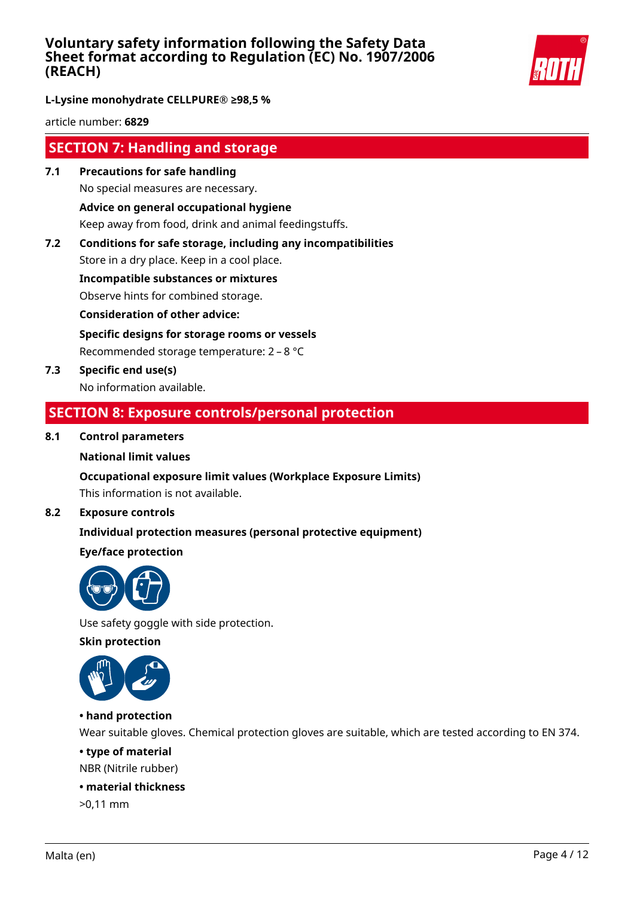**L-Lysine monohydrate CELLPURE® ≥98,5 %**

article number: **6829**

## SECTION 7: Handling and storage

**7.1 Precautions for safe handling**

No special measures are necessary.

**Advice on general occupational hygiene**

Keep away from food, drink and animal feedingstuffs.

**7.2 Conditions for safe storage, including any incompatibilities**

Store in a dry place. Keep in a cool place.

**Incompatible substances or mixtures**

Observe hints for combined storage.

**Consideration of other advice:**

**Specific designs for storage rooms or vessels**

Recommended storage temperature: 2 – 8 °C

**7.3 Specific end use(s)**

No information available.

## SECTION 8: Exposure controls/personal protection

**8.1 Control parameters**

**National limit values**

**Occupational exposure limit values (Workplace Exposure Limits)**

This information is not available.

**8.2 Exposure controls**

**Individual protection measures (personal protective equipment)**

**Eye/face protection**

Use safety goggle with side protection.

**Skin protection**

**• hand protection**

Wear suitable gloves. Chemical protection gloves are suitable, which are tested according to EN 374.

**• type of material**

NBR (Nitrile rubber)

**• material thickness**

>0,11 mm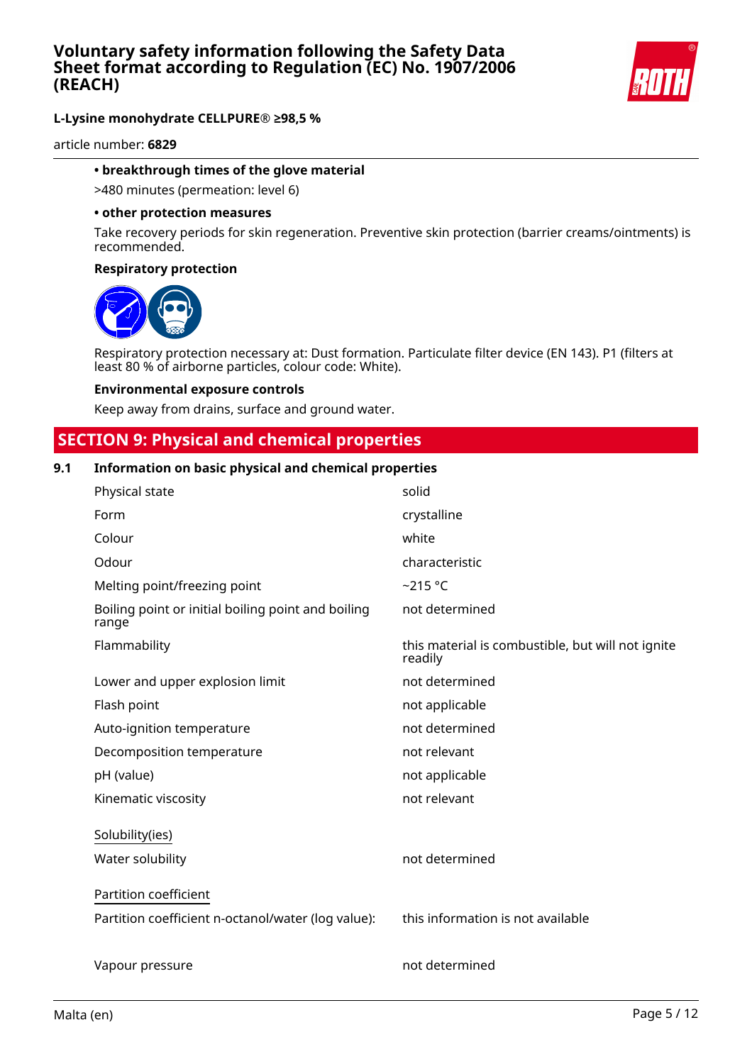• **breakthrough times of the glove material**

>480 minutes (permeation: level 6)

• **other protection measures**

Take recovery periods for skin regeneration. Preventive skin protection (barrier creams/ointments) is recommended.

**Respiratory protection**

Respiratory protection necessary at: Dust formation. Particulate filter device (EN 143). P1 (filters at least 80 % of airborne particles, colour code: White).

**Environmental exposure controls**

Keep away from drains, surface and ground water.

## SECTION 9: Physical and chemical properties

### 9.1 Information on basic physical and chemical properties

| | |
|---|---|
| Physical state | solid |
| Form | crystalline |
| Colour | white |
| Odour | characteristic |
| Melting point/freezing point | ~215 °C |
| Boiling point or initial boiling point and boiling range | not determined |
| Flammability | this material is combustible, but will not ignite readily |
| Lower and upper explosion limit | not determined |
| Flash point | not applicable |
| Auto-ignition temperature | not determined |
| Decomposition temperature | not relevant |
| pH (value) | not applicable |
| Kinematic viscosity | not relevant |
| Solubility(ies) | |
| Water solubility | not determined |
| Partition coefficient | |
| Partition coefficient n-octanol/water (log value): | this information is not available |
| Vapour pressure | not determined |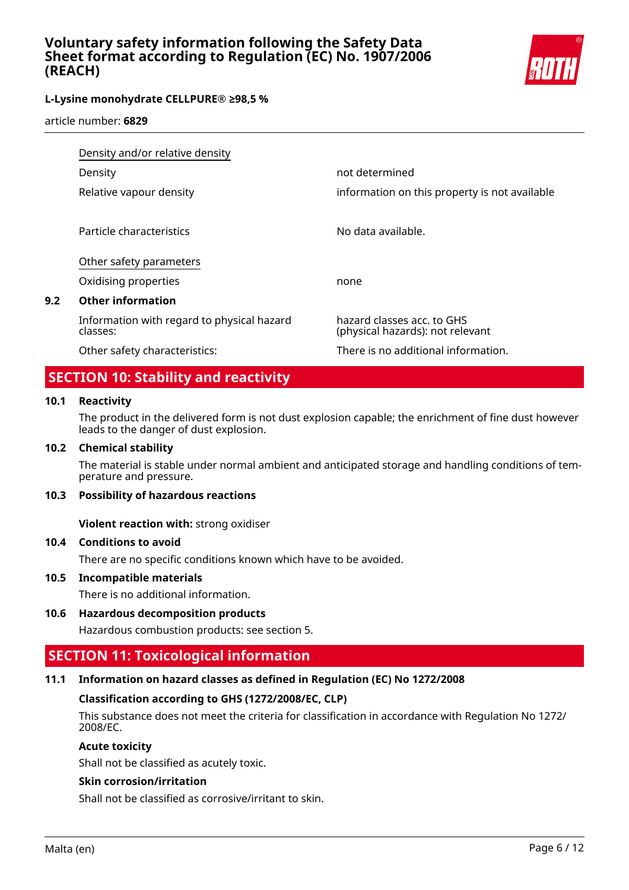| | |
|---|---|
| Density and/or relative density | |
| Density | not determined |
| Relative vapour density | information on this property is not available |
| Particle characteristics | No data available. |
| Other safety parameters | |
| Oxidising properties | none |

### 9.2 Other information

| | |
|---|---|
| Information with regard to physical hazard classes: | hazard classes acc. to GHS (physical hazards): not relevant |
| Other safety characteristics: | There is no additional information. |

## SECTION 10: Stability and reactivity

### 10.1 Reactivity

The product in the delivered form is not dust explosion capable; the enrichment of fine dust however leads to the danger of dust explosion.

### 10.2 Chemical stability

The material is stable under normal ambient and anticipated storage and handling conditions of temperature and pressure.

### 10.3 Possibility of hazardous reactions

**Violent reaction with:** strong oxidiser

### 10.4 Conditions to avoid

There are no specific conditions known which have to be avoided.

### 10.5 Incompatible materials

There is no additional information.

### 10.6 Hazardous decomposition products

Hazardous combustion products: see section 5.

## SECTION 11: Toxicological information

### 11.1 Information on hazard classes as defined in Regulation (EC) No 1272/2008

**Classification according to GHS (1272/2008/EC, CLP)**

This substance does not meet the criteria for classification in accordance with Regulation No 1272/2008/EC.

**Acute toxicity**

Shall not be classified as acutely toxic.

**Skin corrosion/irritation**

Shall not be classified as corrosive/irritant to skin.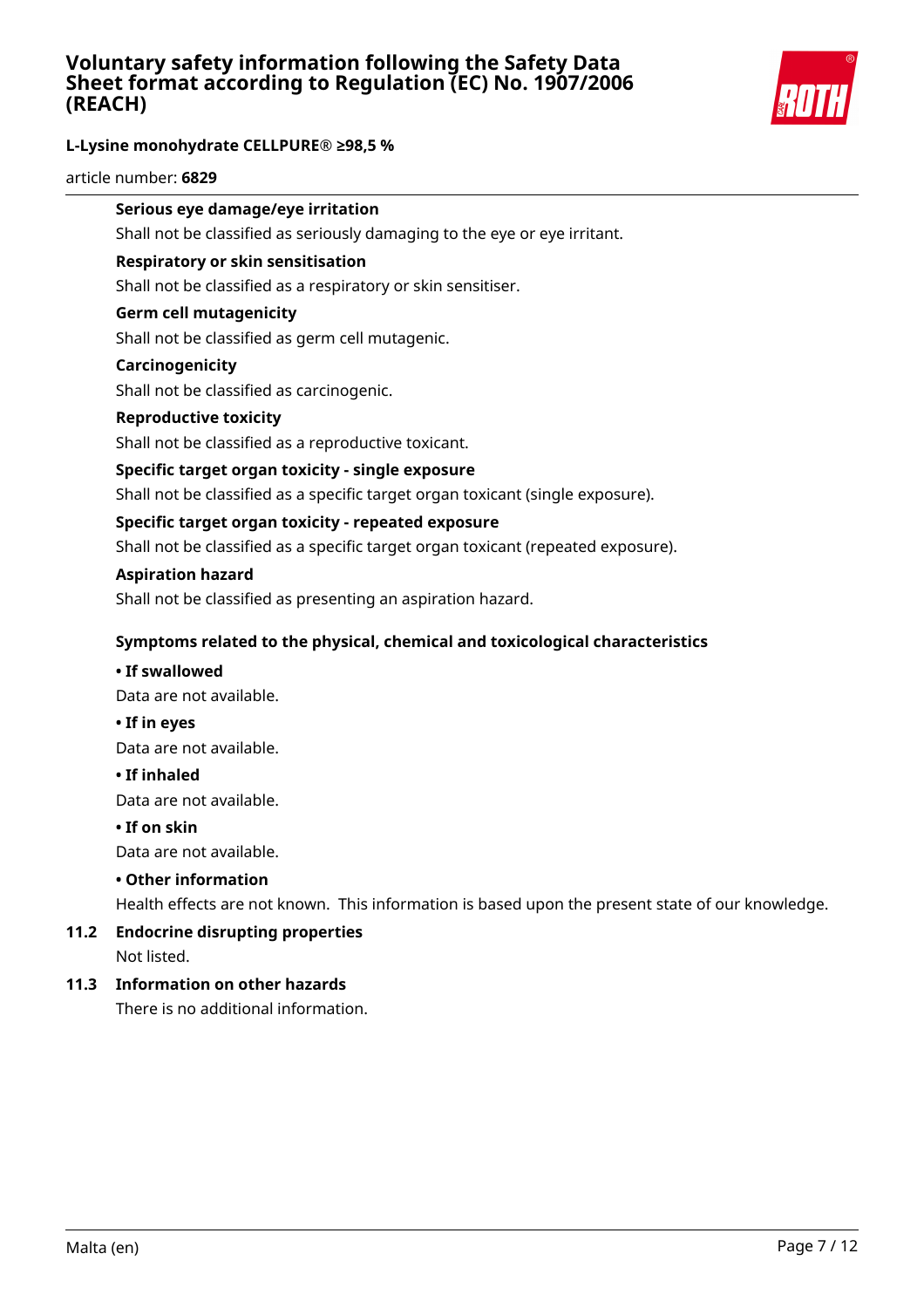**Serious eye damage/eye irritation**

Shall not be classified as seriously damaging to the eye or eye irritant.

**Respiratory or skin sensitisation**

Shall not be classified as a respiratory or skin sensitiser.

**Germ cell mutagenicity**

Shall not be classified as germ cell mutagenic.

**Carcinogenicity**

Shall not be classified as carcinogenic.

**Reproductive toxicity**

Shall not be classified as a reproductive toxicant.

**Specific target organ toxicity - single exposure**

Shall not be classified as a specific target organ toxicant (single exposure).

**Specific target organ toxicity - repeated exposure**

Shall not be classified as a specific target organ toxicant (repeated exposure).

**Aspiration hazard**

Shall not be classified as presenting an aspiration hazard.

**Symptoms related to the physical, chemical and toxicological characteristics**

**• If swallowed**

Data are not available.

**• If in eyes**

Data are not available.

**• If inhaled**

Data are not available.

**• If on skin**

Data are not available.

**• Other information**

Health effects are not known. This information is based upon the present state of our knowledge.

## 11.2 Endocrine disrupting properties

Not listed.

## 11.3 Information on other hazards

There is no additional information.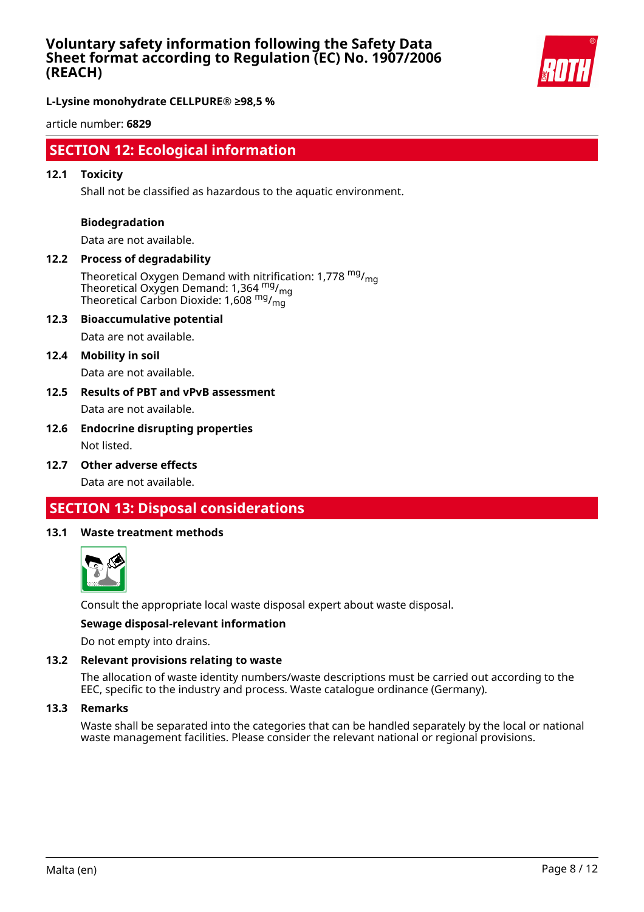## SECTION 12: Ecological information

### 12.1 Toxicity

Shall not be classified as hazardous to the aquatic environment.

**Biodegradation**

Data are not available.

### 12.2 Process of degradability

Theoretical Oxygen Demand with nitrification: 1,778 $^{mg}/_{mg}$
Theoretical Oxygen Demand: 1,364 $^{mg}/_{mg}$
Theoretical Carbon Dioxide: 1,608 $^{mg}/_{mg}$

### 12.3 Bioaccumulative potential

Data are not available.

### 12.4 Mobility in soil

Data are not available.

### 12.5 Results of PBT and vPvB assessment

Data are not available.

### 12.6 Endocrine disrupting properties

Not listed.

### 12.7 Other adverse effects

Data are not available.

## SECTION 13: Disposal considerations

### 13.1 Waste treatment methods

Consult the appropriate local waste disposal expert about waste disposal.

**Sewage disposal-relevant information**

Do not empty into drains.

### 13.2 Relevant provisions relating to waste

The allocation of waste identity numbers/waste descriptions must be carried out according to the EEC, specific to the industry and process. Waste catalogue ordinance (Germany).

### 13.3 Remarks

Waste shall be separated into the categories that can be handled separately by the local or national waste management facilities. Please consider the relevant national or regional provisions.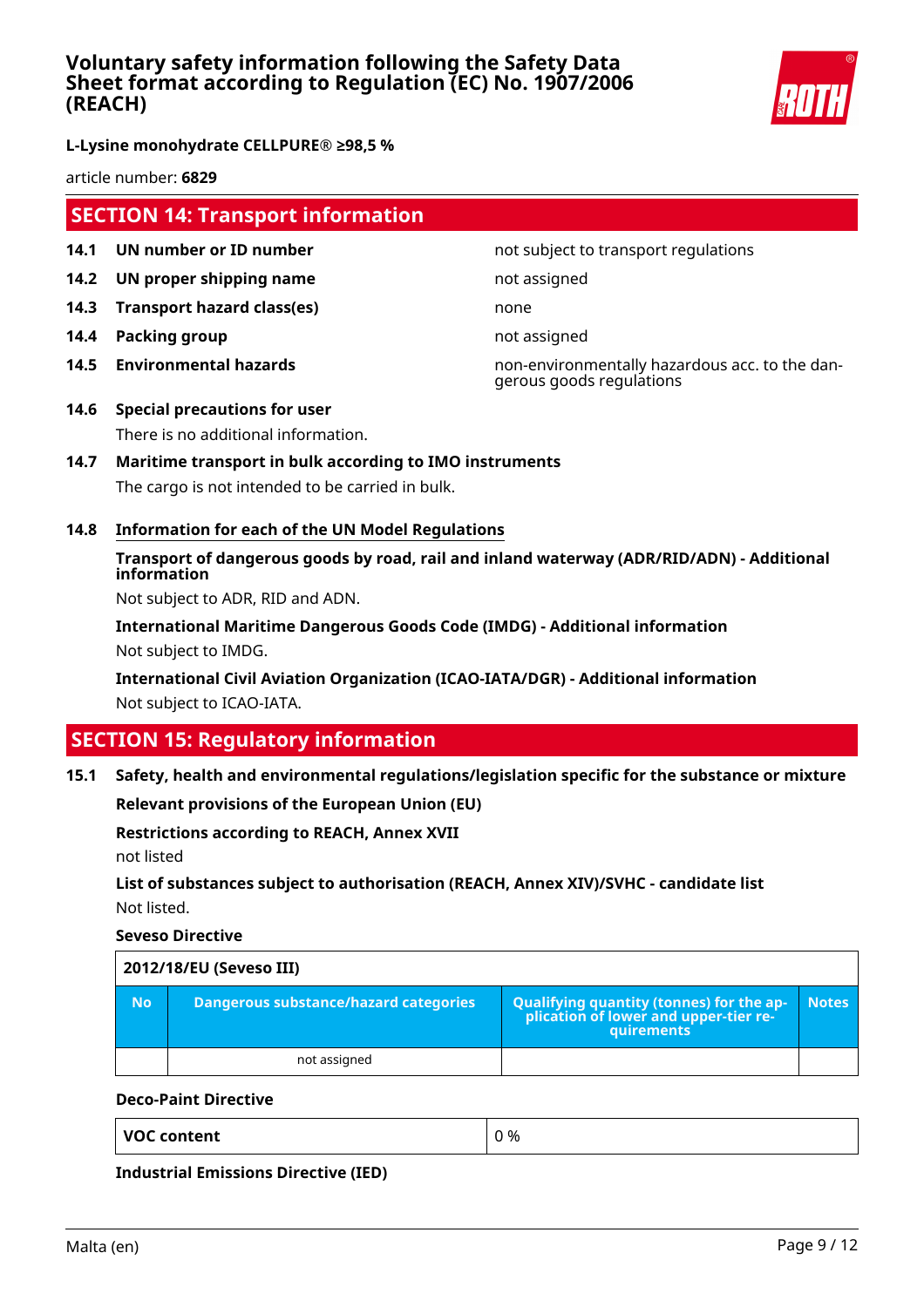## SECTION 14: Transport information

| | | |
|---|---|---|
| **14.1** | **UN number or ID number** | not subject to transport regulations |
| **14.2** | **UN proper shipping name** | not assigned |
| **14.3** | **Transport hazard class(es)** | none |
| **14.4** | **Packing group** | not assigned |
| **14.5** | **Environmental hazards** | non-environmentally hazardous acc. to the dangerous goods regulations |

**14.6 Special precautions for user**

There is no additional information.

**14.7 Maritime transport in bulk according to IMO instruments**

The cargo is not intended to be carried in bulk.

**14.8 Information for each of the UN Model Regulations**

**Transport of dangerous goods by road, rail and inland waterway (ADR/RID/ADN) - Additional information**

Not subject to ADR, RID and ADN.

**International Maritime Dangerous Goods Code (IMDG) - Additional information**

Not subject to IMDG.

**International Civil Aviation Organization (ICAO-IATA/DGR) - Additional information**

Not subject to ICAO-IATA.

## SECTION 15: Regulatory information

**15.1 Safety, health and environmental regulations/legislation specific for the substance or mixture**

**Relevant provisions of the European Union (EU)**

**Restrictions according to REACH, Annex XVII**

not listed

**List of substances subject to authorisation (REACH, Annex XIV)/SVHC - candidate list**

Not listed.

**Seveso Directive**

| 2012/18/EU (Seveso III) | | | |
|---|---|---|---|
| **No** | **Dangerous substance/hazard categories** | **Qualifying quantity (tonnes) for the application of lower and upper-tier requirements** | **Notes** |
| | not assigned | | |

**Deco-Paint Directive**

| VOC content | 0 % |
|---|---|

**Industrial Emissions Directive (IED)**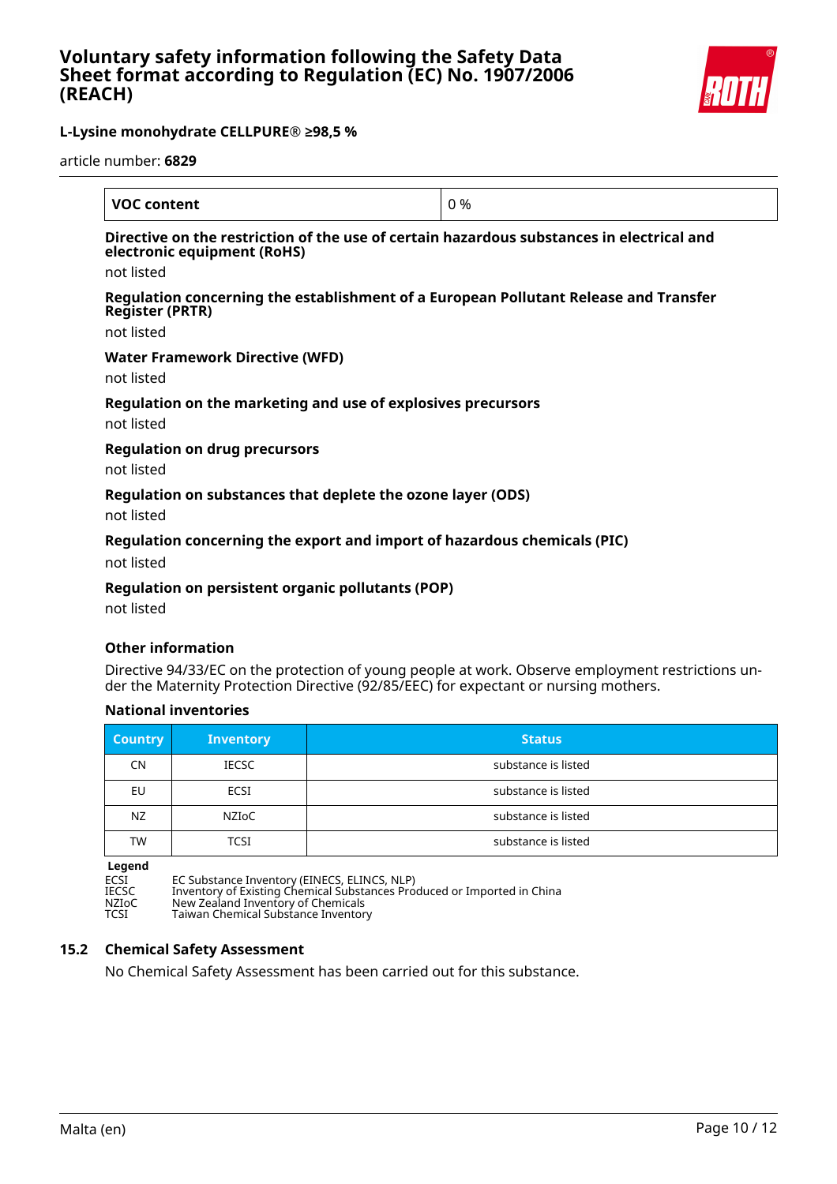| VOC content | 0 % |
| --- | --- |

**Directive on the restriction of the use of certain hazardous substances in electrical and electronic equipment (RoHS)**

not listed

**Regulation concerning the establishment of a European Pollutant Release and Transfer Register (PRTR)**

not listed

**Water Framework Directive (WFD)**

not listed

**Regulation on the marketing and use of explosives precursors**

not listed

**Regulation on drug precursors**

not listed

**Regulation on substances that deplete the ozone layer (ODS)**

not listed

**Regulation concerning the export and import of hazardous chemicals (PIC)**

not listed

**Regulation on persistent organic pollutants (POP)**

not listed

**Other information**

Directive 94/33/EC on the protection of young people at work. Observe employment restrictions under the Maternity Protection Directive (92/85/EEC) for expectant or nursing mothers.

**National inventories**

| Country | Inventory | Status |
| --- | --- | --- |
| CN | IECSC | substance is listed |
| EU | ECSI | substance is listed |
| NZ | NZIoC | substance is listed |
| TW | TCSI | substance is listed |

**Legend**

ECSI EC Substance Inventory (EINECS, ELINCS, NLP)
IECSC Inventory of Existing Chemical Substances Produced or Imported in China
NZIoC New Zealand Inventory of Chemicals
TCSI Taiwan Chemical Substance Inventory

## 15.2 Chemical Safety Assessment

No Chemical Safety Assessment has been carried out for this substance.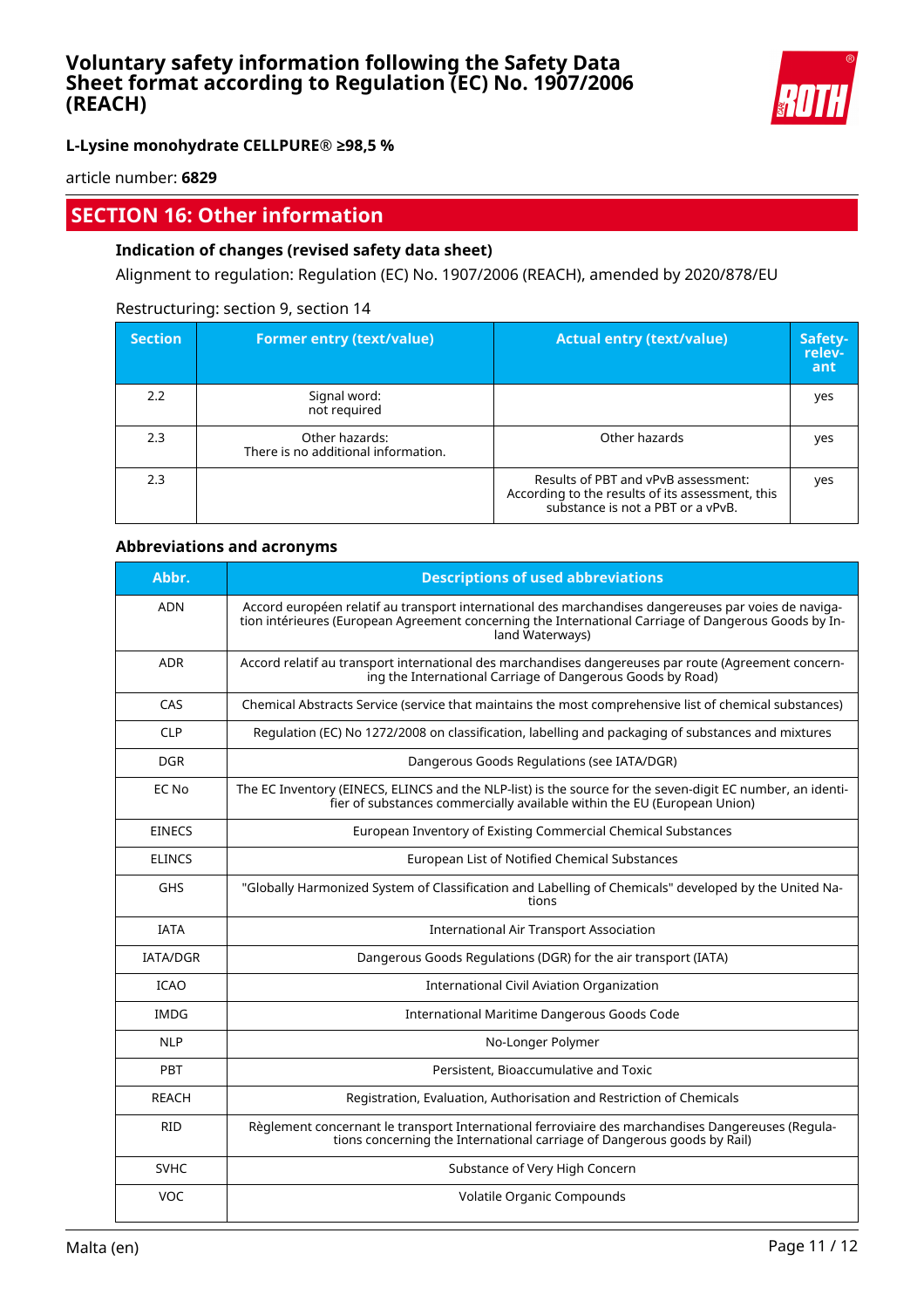## SECTION 16: Other information

### Indication of changes (revised safety data sheet)

Alignment to regulation: Regulation (EC) No. 1907/2006 (REACH), amended by 2020/878/EU

Restructuring: section 9, section 14

| Section | Former entry (text/value) | Actual entry (text/value) | Safety-relevant |
|---|---|---|---|
| 2.2 | Signal word:<br>not required | | yes |
| 2.3 | Other hazards:<br>There is no additional information. | Other hazards | yes |
| 2.3 | | Results of PBT and vPvB assessment:<br>According to the results of its assessment, this substance is not a PBT or a vPvB. | yes |

### Abbreviations and acronyms

| Abbr. | Descriptions of used abbreviations |
|---|---|
| ADN | Accord européen relatif au transport international des marchandises dangereuses par voies de navigation intérieures (European Agreement concerning the International Carriage of Dangerous Goods by Inland Waterways) |
| ADR | Accord relatif au transport international des marchandises dangereuses par route (Agreement concerning the International Carriage of Dangerous Goods by Road) |
| CAS | Chemical Abstracts Service (service that maintains the most comprehensive list of chemical substances) |
| CLP | Regulation (EC) No 1272/2008 on classification, labelling and packaging of substances and mixtures |
| DGR | Dangerous Goods Regulations (see IATA/DGR) |
| EC No | The EC Inventory (EINECS, ELINCS and the NLP-list) is the source for the seven-digit EC number, an identifier of substances commercially available within the EU (European Union) |
| EINECS | European Inventory of Existing Commercial Chemical Substances |
| ELINCS | European List of Notified Chemical Substances |
| GHS | "Globally Harmonized System of Classification and Labelling of Chemicals" developed by the United Nations |
| IATA | International Air Transport Association |
| IATA/DGR | Dangerous Goods Regulations (DGR) for the air transport (IATA) |
| ICAO | International Civil Aviation Organization |
| IMDG | International Maritime Dangerous Goods Code |
| NLP | No-Longer Polymer |
| PBT | Persistent, Bioaccumulative and Toxic |
| REACH | Registration, Evaluation, Authorisation and Restriction of Chemicals |
| RID | Règlement concernant le transport International ferroviaire des marchandises Dangereuses (Regulations concerning the International carriage of Dangerous goods by Rail) |
| SVHC | Substance of Very High Concern |
| VOC | Volatile Organic Compounds |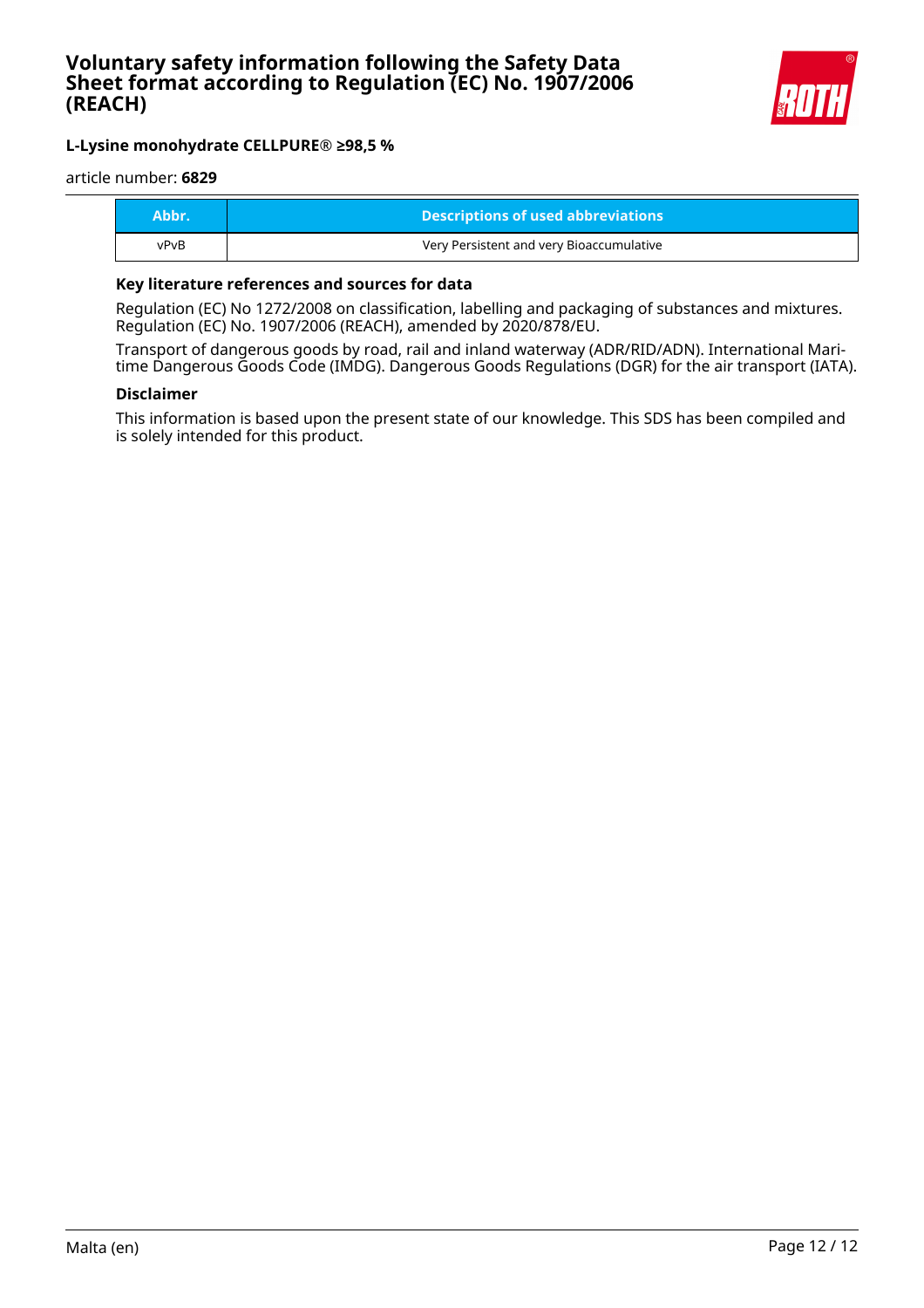| Abbr. | Descriptions of used abbreviations |
|---|---|
| vPvB | Very Persistent and very Bioaccumulative |

**Key literature references and sources for data**

Regulation (EC) No 1272/2008 on classification, labelling and packaging of substances and mixtures. Regulation (EC) No. 1907/2006 (REACH), amended by 2020/878/EU.

Transport of dangerous goods by road, rail and inland waterway (ADR/RID/ADN). International Maritime Dangerous Goods Code (IMDG). Dangerous Goods Regulations (DGR) for the air transport (IATA).

**Disclaimer**

This information is based upon the present state of our knowledge. This SDS has been compiled and is solely intended for this product.